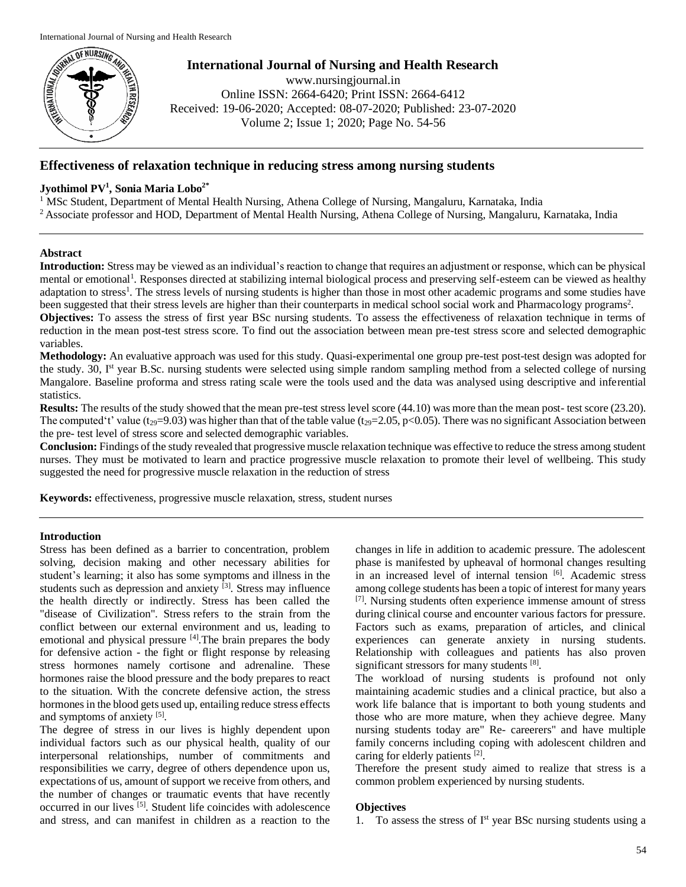# International Journal of Nursing and Health Research

www.nursingjournal.in
Online ISSN: 2664-6420; Print ISSN: 2664-6412
Received: 19-06-2020; Accepted: 08-07-2020; Published: 23-07-2020
Volume 2; Issue 1; 2020; Page No. 54-56

## Effectiveness of relaxation technique in reducing stress among nursing students

**Jyothimol PV[1], Sonia Maria Lobo[2*]**

[1] MSc Student, Department of Mental Health Nursing, Athena College of Nursing, Mangaluru, Karnataka, India
[2] Associate professor and HOD, Department of Mental Health Nursing, Athena College of Nursing, Mangaluru, Karnataka, India

### Abstract

**Introduction:** Stress may be viewed as an individual's reaction to change that requires an adjustment or response, which can be physical mental or emotional[1]. Responses directed at stabilizing internal biological process and preserving self-esteem can be viewed as healthy adaptation to stress[1]. The stress levels of nursing students is higher than those in most other academic programs and some studies have been suggested that their stress levels are higher than their counterparts in medical school social work and Pharmacology programs[2].

**Objectives:** To assess the stress of first year BSc nursing students. To assess the effectiveness of relaxation technique in terms of reduction in the mean post-test stress score. To find out the association between mean pre-test stress score and selected demographic variables.

**Methodology:** An evaluative approach was used for this study. Quasi-experimental one group pre-test post-test design was adopted for the study. 30, I[st] year B.Sc. nursing students were selected using simple random sampling method from a selected college of nursing Mangalore. Baseline proforma and stress rating scale were the tools used and the data was analysed using descriptive and inferential statistics.

**Results:** The results of the study showed that the mean pre-test stress level score (44.10) was more than the mean post- test score (23.20). The computed't' value ($t_{29}$=9.03) was higher than that of the table value ($t_{29}$=2.05, $p<0.05$). There was no significant Association between the pre- test level of stress score and selected demographic variables.

**Conclusion:** Findings of the study revealed that progressive muscle relaxation technique was effective to reduce the stress among student nurses. They must be motivated to learn and practice progressive muscle relaxation to promote their level of wellbeing. This study suggested the need for progressive muscle relaxation in the reduction of stress

**Keywords:** effectiveness, progressive muscle relaxation, stress, student nurses

### Introduction

Stress has been defined as a barrier to concentration, problem solving, decision making and other necessary abilities for student's learning; it also has some symptoms and illness in the students such as depression and anxiety [3]. Stress may influence the health directly or indirectly. Stress has been called the "disease of Civilization". Stress refers to the strain from the conflict between our external environment and us, leading to emotional and physical pressure [4].The brain prepares the body for defensive action - the fight or flight response by releasing stress hormones namely cortisone and adrenaline. These hormones raise the blood pressure and the body prepares to react to the situation. With the concrete defensive action, the stress hormones in the blood gets used up, entailing reduce stress effects and symptoms of anxiety [5].

The degree of stress in our lives is highly dependent upon individual factors such as our physical health, quality of our interpersonal relationships, number of commitments and responsibilities we carry, degree of others dependence upon us, expectations of us, amount of support we receive from others, and the number of changes or traumatic events that have recently occurred in our lives [5]. Student life coincides with adolescence and stress, and can manifest in children as a reaction to the changes in life in addition to academic pressure. The adolescent phase is manifested by upheaval of hormonal changes resulting in an increased level of internal tension [6]. Academic stress among college students has been a topic of interest for many years [7]. Nursing students often experience immense amount of stress during clinical course and encounter various factors for pressure. Factors such as exams, preparation of articles, and clinical experiences can generate anxiety in nursing students. Relationship with colleagues and patients has also proven significant stressors for many students [8].

The workload of nursing students is profound not only maintaining academic studies and a clinical practice, but also a work life balance that is important to both young students and those who are more mature, when they achieve degree. Many nursing students today are" Re- careerers" and have multiple family concerns including coping with adolescent children and caring for elderly patients [2].

Therefore the present study aimed to realize that stress is a common problem experienced by nursing students.

### Objectives

1. To assess the stress of I[st] year BSc nursing students using a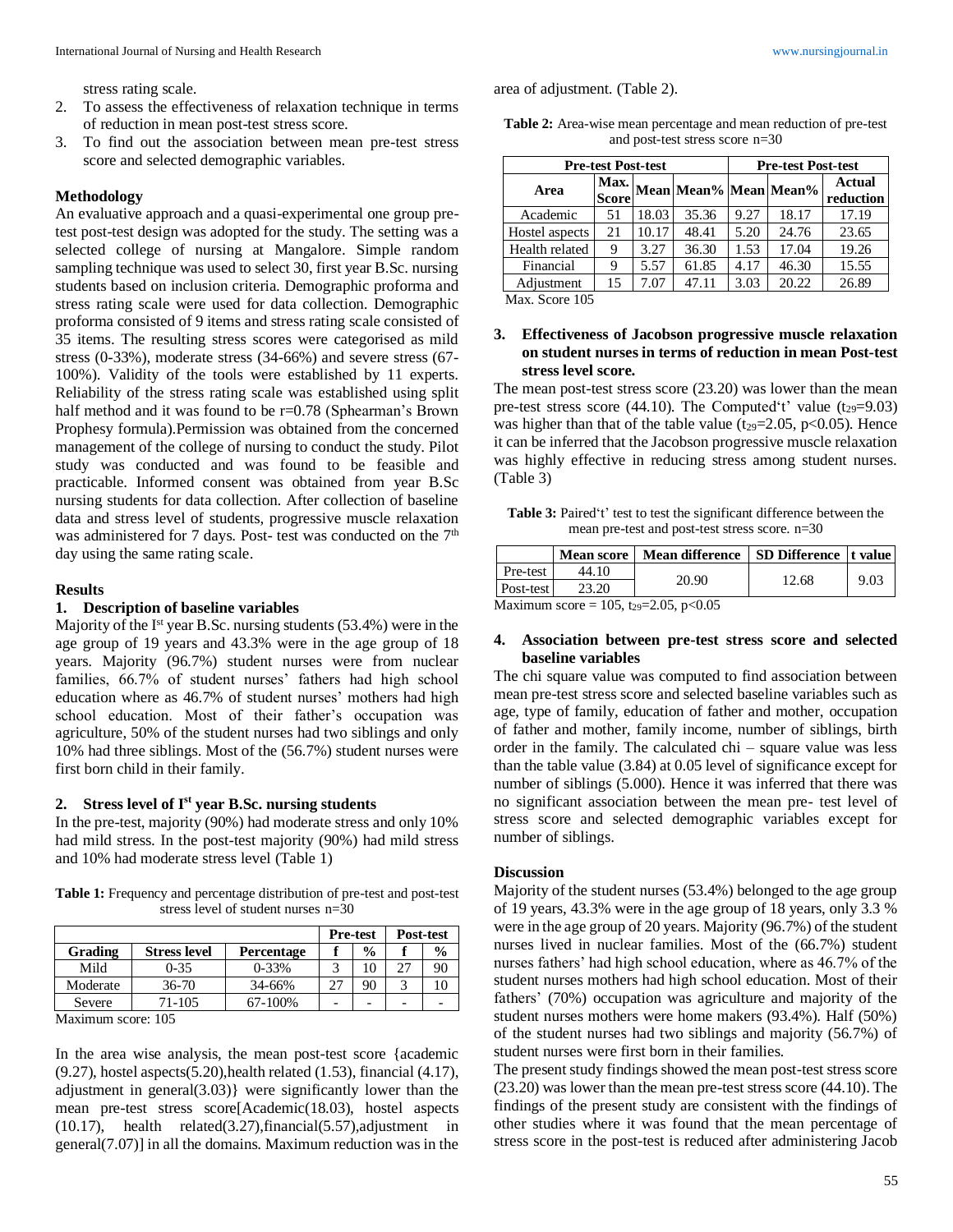stress rating scale.

2. To assess the effectiveness of relaxation technique in terms of reduction in mean post-test stress score.
3. To find out the association between mean pre-test stress score and selected demographic variables.

## Methodology

An evaluative approach and a quasi-experimental one group pre-test post-test design was adopted for the study. The setting was a selected college of nursing at Mangalore. Simple random sampling technique was used to select 30, first year B.Sc. nursing students based on inclusion criteria. Demographic proforma and stress rating scale were used for data collection. Demographic proforma consisted of 9 items and stress rating scale consisted of 35 items. The resulting stress scores were categorised as mild stress (0-33%), moderate stress (34-66%) and severe stress (67-100%). Validity of the tools were established by 11 experts. Reliability of the stress rating scale was established using split half method and it was found to be r=0.78 (Sphearman's Brown Prophesy formula).Permission was obtained from the concerned management of the college of nursing to conduct the study. Pilot study was conducted and was found to be feasible and practicable. Informed consent was obtained from year B.Sc nursing students for data collection. After collection of baseline data and stress level of students, progressive muscle relaxation was administered for 7 days. Post- test was conducted on the 7th day using the same rating scale.

## Results

### 1. Description of baseline variables

Majority of the Ist year B.Sc. nursing students (53.4%) were in the age group of 19 years and 43.3% were in the age group of 18 years. Majority (96.7%) student nurses were from nuclear families, 66.7% of student nurses' fathers had high school education where as 46.7% of student nurses' mothers had high school education. Most of their father's occupation was agriculture, 50% of the student nurses had two siblings and only 10% had three siblings. Most of the (56.7%) student nurses were first born child in their family.

### 2. Stress level of Ist year B.Sc. nursing students

In the pre-test, majority (90%) had moderate stress and only 10% had mild stress. In the post-test majority (90%) had mild stress and 10% had moderate stress level (Table 1)

**Table 1:** Frequency and percentage distribution of pre-test and post-test stress level of student nurses n=30

| | | | Pre-test | | Post-test | |
|---|---|---|---|---|---|---|
| **Grading** | **Stress level** | **Percentage** | **f** | **%** | **f** | **%** |
| Mild | 0-35 | 0-33% | 3 | 10 | 27 | 90 |
| Moderate | 36-70 | 34-66% | 27 | 90 | 3 | 10 |
| Severe | 71-105 | 67-100% | - | - | - | - |

Maximum score: 105

In the area wise analysis, the mean post-test score {academic (9.27), hostel aspects(5.20),health related (1.53), financial (4.17), adjustment in general(3.03)} were significantly lower than the mean pre-test stress score[Academic(18.03), hostel aspects (10.17), health related(3.27),financial(5.57),adjustment in general(7.07)] in all the domains. Maximum reduction was in the area of adjustment. (Table 2).

**Table 2:** Area-wise mean percentage and mean reduction of pre-test and post-test stress score n=30

| Pre-test Post-test | | | | Pre-test Post-test | | |
|---|---|---|---|---|---|---|
| **Area** | **Max. Score** | **Mean** | **Mean%** | **Mean** | **Mean%** | **Actual reduction** |
| Academic | 51 | 18.03 | 35.36 | 9.27 | 18.17 | 17.19 |
| Hostel aspects | 21 | 10.17 | 48.41 | 5.20 | 24.76 | 23.65 |
| Health related | 9 | 3.27 | 36.30 | 1.53 | 17.04 | 19.26 |
| Financial | 9 | 5.57 | 61.85 | 4.17 | 46.30 | 15.55 |
| Adjustment | 15 | 7.07 | 47.11 | 3.03 | 20.22 | 26.89 |

Max. Score 105

### 3. Effectiveness of Jacobson progressive muscle relaxation on student nurses in terms of reduction in mean Post-test stress level score.

The mean post-test stress score (23.20) was lower than the mean pre-test stress score (44.10). The Computed't' value ($t_{29}$=9.03) was higher than that of the table value ($t_{29}$=2.05, $p<0.05$). Hence it can be inferred that the Jacobson progressive muscle relaxation was highly effective in reducing stress among student nurses. (Table 3)

**Table 3:** Paired't' test to test the significant difference between the mean pre-test and post-test stress score. n=30

| | Mean score | Mean difference | SD Difference | t value |
|---|---|---|---|---|
| Pre-test | 44.10 | 20.90 | 12.68 | 9.03 |
| Post-test | 23.20 | | | |

Maximum score = 105, $t_{29}$=2.05, $p<0.05$

### 4. Association between pre-test stress score and selected baseline variables

The chi square value was computed to find association between mean pre-test stress score and selected baseline variables such as age, type of family, education of father and mother, occupation of father and mother, family income, number of siblings, birth order in the family. The calculated chi – square value was less than the table value (3.84) at 0.05 level of significance except for number of siblings (5.000). Hence it was inferred that there was no significant association between the mean pre- test level of stress score and selected demographic variables except for number of siblings.

## Discussion

Majority of the student nurses (53.4%) belonged to the age group of 19 years, 43.3% were in the age group of 18 years, only 3.3 % were in the age group of 20 years. Majority (96.7%) of the student nurses lived in nuclear families. Most of the (66.7%) student nurses fathers' had high school education, where as 46.7% of the student nurses mothers had high school education. Most of their fathers' (70%) occupation was agriculture and majority of the student nurses mothers were home makers (93.4%). Half (50%) of the student nurses had two siblings and majority (56.7%) of student nurses were first born in their families.

The present study findings showed the mean post-test stress score (23.20) was lower than the mean pre-test stress score (44.10). The findings of the present study are consistent with the findings of other studies where it was found that the mean percentage of stress score in the post-test is reduced after administering Jacob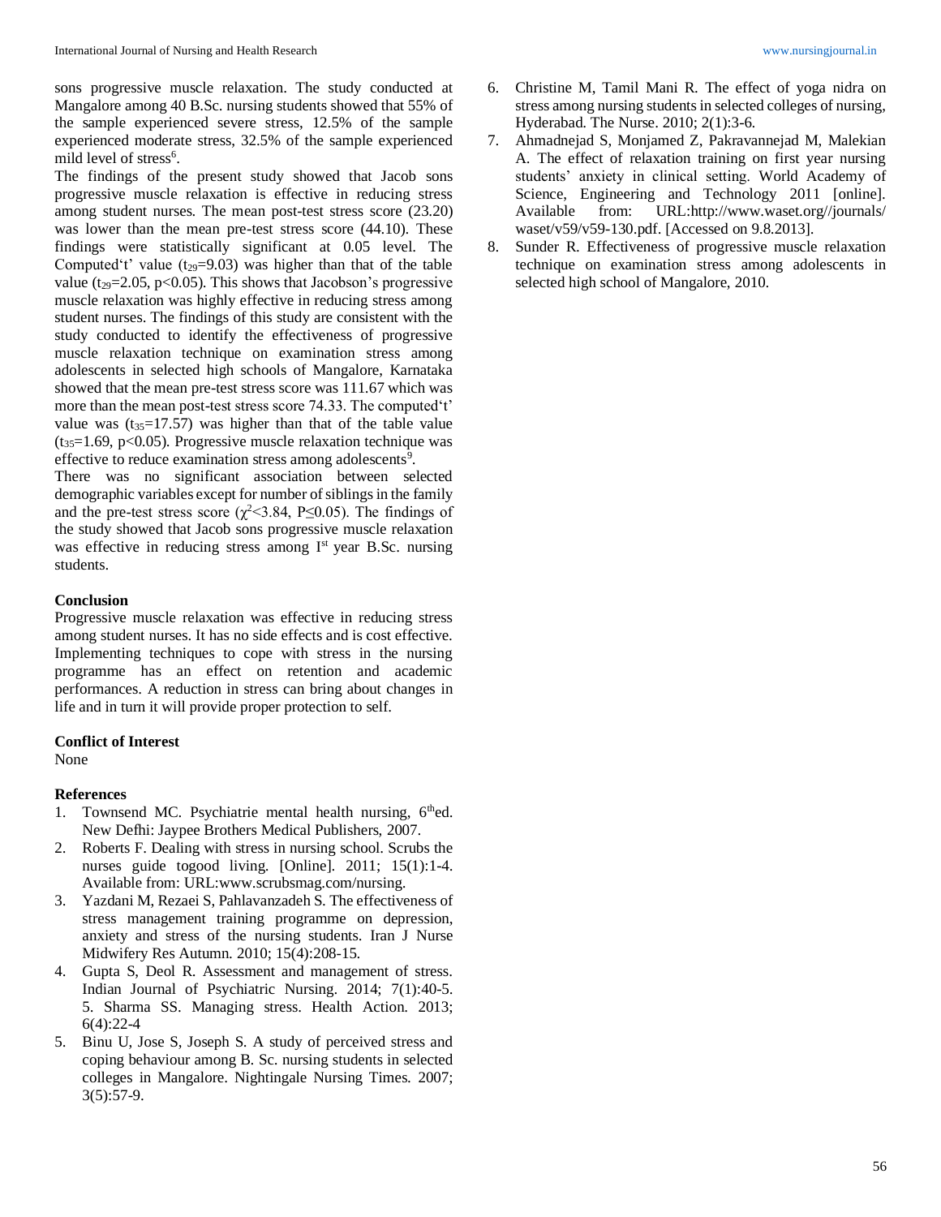sons progressive muscle relaxation. The study conducted at Mangalore among 40 B.Sc. nursing students showed that 55% of the sample experienced severe stress, 12.5% of the sample experienced moderate stress, 32.5% of the sample experienced mild level of stress[6].

The findings of the present study showed that Jacob sons progressive muscle relaxation is effective in reducing stress among student nurses. The mean post-test stress score (23.20) was lower than the mean pre-test stress score (44.10). These findings were statistically significant at 0.05 level. The Computed't' value ($t_{29}$=9.03) was higher than that of the table value ($t_{29}$=2.05, $p<0.05$). This shows that Jacobson's progressive muscle relaxation was highly effective in reducing stress among student nurses. The findings of this study are consistent with the study conducted to identify the effectiveness of progressive muscle relaxation technique on examination stress among adolescents in selected high schools of Mangalore, Karnataka showed that the mean pre-test stress score was 111.67 which was more than the mean post-test stress score 74.33. The computed't' value was ($t_{35}$=17.57) was higher than that of the table value ($t_{35}$=1.69, $p<0.05$). Progressive muscle relaxation technique was effective to reduce examination stress among adolescents[9].

There was no significant association between selected demographic variables except for number of siblings in the family and the pre-test stress score ($\chi^2$<3.84, $P \leq 0.05$). The findings of the study showed that Jacob sons progressive muscle relaxation was effective in reducing stress among I[st] year B.Sc. nursing students.

## Conclusion

Progressive muscle relaxation was effective in reducing stress among student nurses. It has no side effects and is cost effective. Implementing techniques to cope with stress in the nursing programme has an effect on retention and academic performances. A reduction in stress can bring about changes in life and in turn it will provide proper protection to self.

## Conflict of Interest

None

## References

1. Townsend MC. Psychiatrie mental health nursing, 6[th]ed. New Defhi: Jaypee Brothers Medical Publishers, 2007.
2. Roberts F. Dealing with stress in nursing school. Scrubs the nurses guide togood living. [Online]. 2011; 15(1):1-4. Available from: URL:www.scrubsmag.com/nursing.
3. Yazdani M, Rezaei S, Pahlavanzadeh S. The effectiveness of stress management training programme on depression, anxiety and stress of the nursing students. Iran J Nurse Midwifery Res Autumn. 2010; 15(4):208-15.
4. Gupta S, Deol R. Assessment and management of stress. Indian Journal of Psychiatric Nursing. 2014; 7(1):40-5. 5. Sharma SS. Managing stress. Health Action. 2013; 6(4):22-4
5. Binu U, Jose S, Joseph S. A study of perceived stress and coping behaviour among B. Sc. nursing students in selected colleges in Mangalore. Nightingale Nursing Times. 2007; 3(5):57-9.
6. Christine M, Tamil Mani R. The effect of yoga nidra on stress among nursing students in selected colleges of nursing, Hyderabad. The Nurse. 2010; 2(1):3-6.
7. Ahmadnejad S, Monjamed Z, Pakravannejad M, Malekian A. The effect of relaxation training on first year nursing students' anxiety in clinical setting. World Academy of Science, Engineering and Technology 2011 [online]. Available from: URL:http://www.waset.org//journals/waset/v59/v59-130.pdf. [Accessed on 9.8.2013].
8. Sunder R. Effectiveness of progressive muscle relaxation technique on examination stress among adolescents in selected high school of Mangalore, 2010.